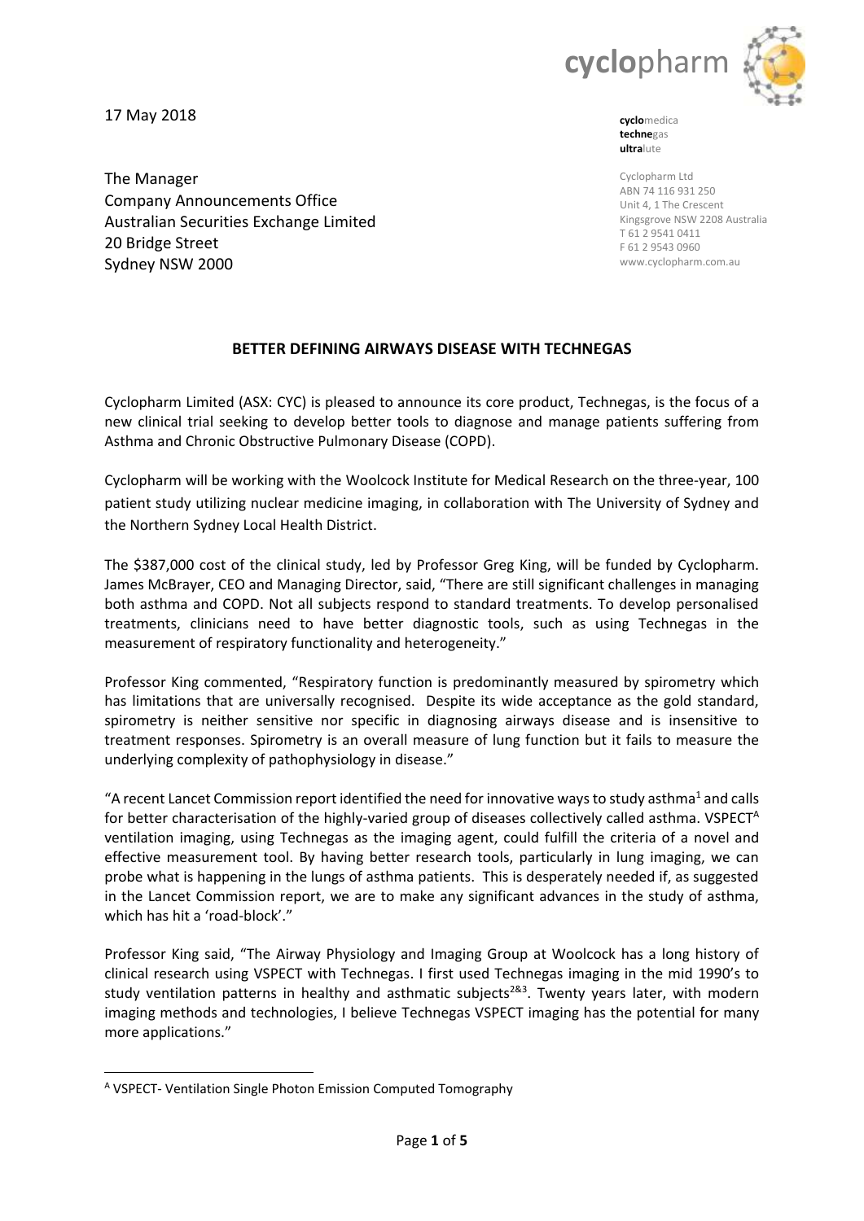17 May 2018

**cyclo**medica
**techne**gas
**ultra**lute

Cyclopharm Ltd
ABN 74 116 931 250
Unit 4, 1 The Crescent
Kingsgrove NSW 2208 Australia
T 61 2 9541 0411
F 61 2 9543 0960
www.cyclopharm.com.au

The Manager
Company Announcements Office
Australian Securities Exchange Limited
20 Bridge Street
Sydney NSW 2000

## BETTER DEFINING AIRWAYS DISEASE WITH TECHNEGAS

Cyclopharm Limited (ASX: CYC) is pleased to announce its core product, Technegas, is the focus of a new clinical trial seeking to develop better tools to diagnose and manage patients suffering from Asthma and Chronic Obstructive Pulmonary Disease (COPD).

Cyclopharm will be working with the Woolcock Institute for Medical Research on the three-year, 100 patient study utilizing nuclear medicine imaging, in collaboration with The University of Sydney and the Northern Sydney Local Health District.

The $387,000 cost of the clinical study, led by Professor Greg King, will be funded by Cyclopharm. James McBrayer, CEO and Managing Director, said, "There are still significant challenges in managing both asthma and COPD. Not all subjects respond to standard treatments. To develop personalised treatments, clinicians need to have better diagnostic tools, such as using Technegas in the measurement of respiratory functionality and heterogeneity."

Professor King commented, "Respiratory function is predominantly measured by spirometry which has limitations that are universally recognised. Despite its wide acceptance as the gold standard, spirometry is neither sensitive nor specific in diagnosing airways disease and is insensitive to treatment responses. Spirometry is an overall measure of lung function but it fails to measure the underlying complexity of pathophysiology in disease."

"A recent Lancet Commission report identified the need for innovative ways to study asthma[1] and calls for better characterisation of the highly-varied group of diseases collectively called asthma. VSPECT[A] ventilation imaging, using Technegas as the imaging agent, could fulfill the criteria of a novel and effective measurement tool. By having better research tools, particularly in lung imaging, we can probe what is happening in the lungs of asthma patients. This is desperately needed if, as suggested in the Lancet Commission report, we are to make any significant advances in the study of asthma, which has hit a 'road-block'."

Professor King said, "The Airway Physiology and Imaging Group at Woolcock has a long history of clinical research using VSPECT with Technegas. I first used Technegas imaging in the mid 1990's to study ventilation patterns in healthy and asthmatic subjects[2&3]. Twenty years later, with modern imaging methods and technologies, I believe Technegas VSPECT imaging has the potential for many more applications."

[A] VSPECT- Ventilation Single Photon Emission Computed Tomography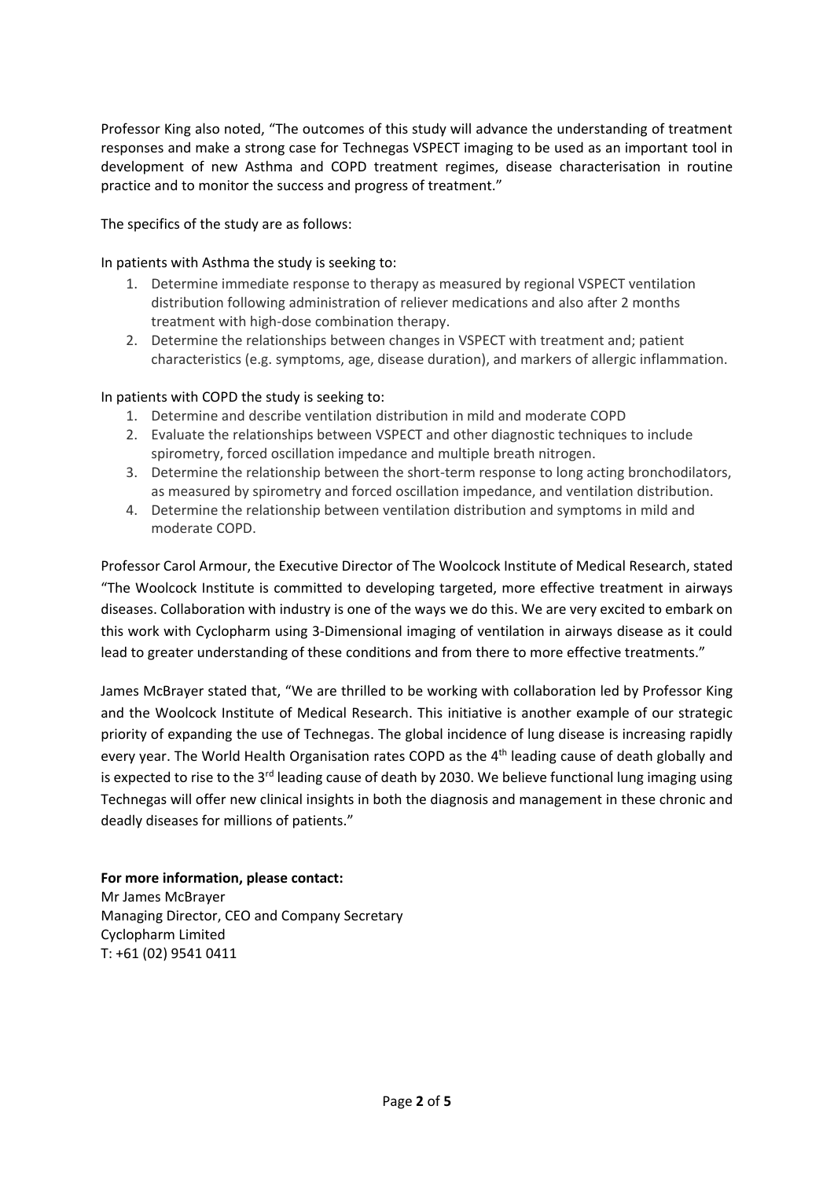Professor King also noted, "The outcomes of this study will advance the understanding of treatment responses and make a strong case for Technegas VSPECT imaging to be used as an important tool in development of new Asthma and COPD treatment regimes, disease characterisation in routine practice and to monitor the success and progress of treatment."

The specifics of the study are as follows:

In patients with Asthma the study is seeking to:

1. Determine immediate response to therapy as measured by regional VSPECT ventilation distribution following administration of reliever medications and also after 2 months treatment with high-dose combination therapy.
2. Determine the relationships between changes in VSPECT with treatment and; patient characteristics (e.g. symptoms, age, disease duration), and markers of allergic inflammation.

In patients with COPD the study is seeking to:

1. Determine and describe ventilation distribution in mild and moderate COPD
2. Evaluate the relationships between VSPECT and other diagnostic techniques to include spirometry, forced oscillation impedance and multiple breath nitrogen.
3. Determine the relationship between the short-term response to long acting bronchodilators, as measured by spirometry and forced oscillation impedance, and ventilation distribution.
4. Determine the relationship between ventilation distribution and symptoms in mild and moderate COPD.

Professor Carol Armour, the Executive Director of The Woolcock Institute of Medical Research, stated "The Woolcock Institute is committed to developing targeted, more effective treatment in airways diseases. Collaboration with industry is one of the ways we do this. We are very excited to embark on this work with Cyclopharm using 3-Dimensional imaging of ventilation in airways disease as it could lead to greater understanding of these conditions and from there to more effective treatments."

James McBrayer stated that, "We are thrilled to be working with collaboration led by Professor King and the Woolcock Institute of Medical Research. This initiative is another example of our strategic priority of expanding the use of Technegas. The global incidence of lung disease is increasing rapidly every year. The World Health Organisation rates COPD as the 4th leading cause of death globally and is expected to rise to the 3rd leading cause of death by 2030. We believe functional lung imaging using Technegas will offer new clinical insights in both the diagnosis and management in these chronic and deadly diseases for millions of patients."

**For more information, please contact:**
Mr James McBrayer
Managing Director, CEO and Company Secretary
Cyclopharm Limited
T: +61 (02) 9541 0411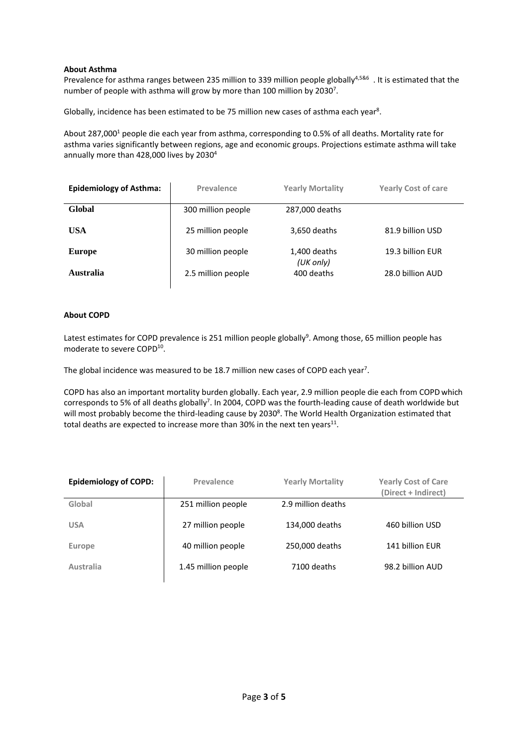**About Asthma**

Prevalence for asthma ranges between 235 million to 339 million people globally[4,5&6] . It is estimated that the number of people with asthma will grow by more than 100 million by 2030[7].

Globally, incidence has been estimated to be 75 million new cases of asthma each year[8].

About 287,000[1] people die each year from asthma, corresponding to 0.5% of all deaths. Mortality rate for asthma varies significantly between regions, age and economic groups. Projections estimate asthma will take annually more than 428,000 lives by 2030[4]

| Epidemiology of Asthma: | Prevalence | Yearly Mortality | Yearly Cost of care |
|---|---|---|---|
| Global | 300 million people | 287,000 deaths | |
| USA | 25 million people | 3,650 deaths | 81.9 billion USD |
| Europe | 30 million people | 1,400 deaths *(UK only)* | 19.3 billion EUR |
| Australia | 2.5 million people | 400 deaths | 28.0 billion AUD |

**About COPD**

Latest estimates for COPD prevalence is 251 million people globally[9]. Among those, 65 million people has moderate to severe COPD[10].

The global incidence was measured to be 18.7 million new cases of COPD each year[7].

COPD has also an important mortality burden globally. Each year, 2.9 million people die each from COPD which corresponds to 5% of all deaths globally[7]. In 2004, COPD was the fourth-leading cause of death worldwide but will most probably become the third-leading cause by 2030[8]. The World Health Organization estimated that total deaths are expected to increase more than 30% in the next ten years[11].

| Epidemiology of COPD: | Prevalence | Yearly Mortality | Yearly Cost of Care (Direct + Indirect) |
|---|---|---|---|
| Global | 251 million people | 2.9 million deaths | |
| USA | 27 million people | 134,000 deaths | 460 billion USD |
| Europe | 40 million people | 250,000 deaths | 141 billion EUR |
| Australia | 1.45 million people | 7100 deaths | 98.2 billion AUD |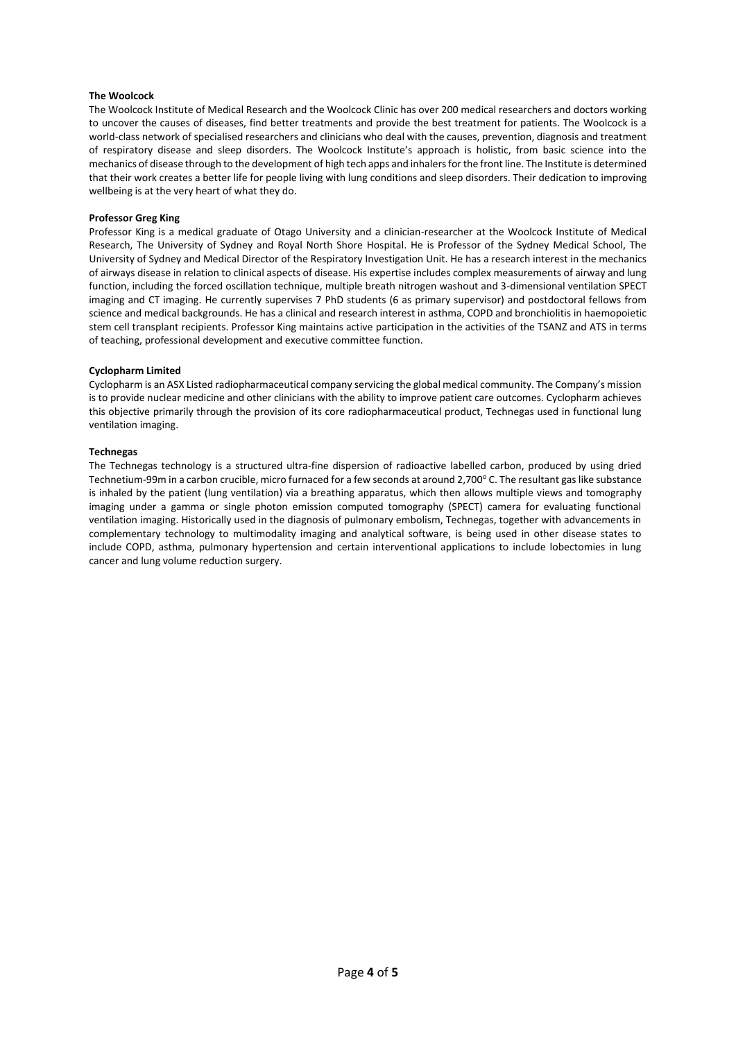**The Woolcock**

The Woolcock Institute of Medical Research and the Woolcock Clinic has over 200 medical researchers and doctors working to uncover the causes of diseases, find better treatments and provide the best treatment for patients. The Woolcock is a world-class network of specialised researchers and clinicians who deal with the causes, prevention, diagnosis and treatment of respiratory disease and sleep disorders. The Woolcock Institute's approach is holistic, from basic science into the mechanics of disease through to the development of high tech apps and inhalers for the front line. The Institute is determined that their work creates a better life for people living with lung conditions and sleep disorders. Their dedication to improving wellbeing is at the very heart of what they do.

**Professor Greg King**

Professor King is a medical graduate of Otago University and a clinician-researcher at the Woolcock Institute of Medical Research, The University of Sydney and Royal North Shore Hospital. He is Professor of the Sydney Medical School, The University of Sydney and Medical Director of the Respiratory Investigation Unit. He has a research interest in the mechanics of airways disease in relation to clinical aspects of disease. His expertise includes complex measurements of airway and lung function, including the forced oscillation technique, multiple breath nitrogen washout and 3-dimensional ventilation SPECT imaging and CT imaging. He currently supervises 7 PhD students (6 as primary supervisor) and postdoctoral fellows from science and medical backgrounds. He has a clinical and research interest in asthma, COPD and bronchiolitis in haemopoietic stem cell transplant recipients. Professor King maintains active participation in the activities of the TSANZ and ATS in terms of teaching, professional development and executive committee function.

**Cyclopharm Limited**

Cyclopharm is an ASX Listed radiopharmaceutical company servicing the global medical community. The Company's mission is to provide nuclear medicine and other clinicians with the ability to improve patient care outcomes. Cyclopharm achieves this objective primarily through the provision of its core radiopharmaceutical product, Technegas used in functional lung ventilation imaging.

**Technegas**

The Technegas technology is a structured ultra-fine dispersion of radioactive labelled carbon, produced by using dried Technetium-99m in a carbon crucible, micro furnaced for a few seconds at around 2,700$^{o}$ C. The resultant gas like substance is inhaled by the patient (lung ventilation) via a breathing apparatus, which then allows multiple views and tomography imaging under a gamma or single photon emission computed tomography (SPECT) camera for evaluating functional ventilation imaging. Historically used in the diagnosis of pulmonary embolism, Technegas, together with advancements in complementary technology to multimodality imaging and analytical software, is being used in other disease states to include COPD, asthma, pulmonary hypertension and certain interventional applications to include lobectomies in lung cancer and lung volume reduction surgery.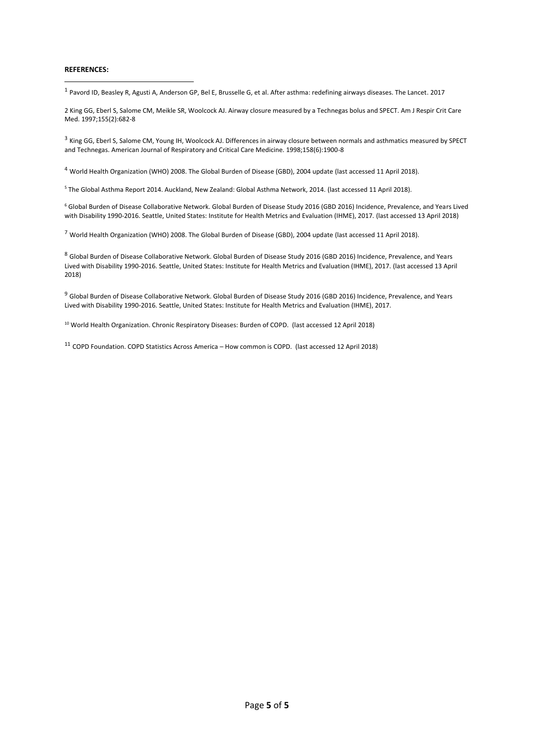**REFERENCES:**

[1] Pavord ID, Beasley R, Agusti A, Anderson GP, Bel E, Brusselle G, et al. After asthma: redefining airways diseases. The Lancet. 2017

2 King GG, Eberl S, Salome CM, Meikle SR, Woolcock AJ. Airway closure measured by a Technegas bolus and SPECT. Am J Respir Crit Care Med. 1997;155(2):682-8

[3] King GG, Eberl S, Salome CM, Young IH, Woolcock AJ. Differences in airway closure between normals and asthmatics measured by SPECT and Technegas. American Journal of Respiratory and Critical Care Medicine. 1998;158(6):1900-8

[4] World Health Organization (WHO) 2008. The Global Burden of Disease (GBD), 2004 update (last accessed 11 April 2018).

[5] The Global Asthma Report 2014. Auckland, New Zealand: Global Asthma Network, 2014. (last accessed 11 April 2018).

[6] Global Burden of Disease Collaborative Network. Global Burden of Disease Study 2016 (GBD 2016) Incidence, Prevalence, and Years Lived with Disability 1990-2016. Seattle, United States: Institute for Health Metrics and Evaluation (IHME), 2017. (last accessed 13 April 2018)

[7] World Health Organization (WHO) 2008. The Global Burden of Disease (GBD), 2004 update (last accessed 11 April 2018).

[8] Global Burden of Disease Collaborative Network. Global Burden of Disease Study 2016 (GBD 2016) Incidence, Prevalence, and Years Lived with Disability 1990-2016. Seattle, United States: Institute for Health Metrics and Evaluation (IHME), 2017. (last accessed 13 April 2018)

[9] Global Burden of Disease Collaborative Network. Global Burden of Disease Study 2016 (GBD 2016) Incidence, Prevalence, and Years Lived with Disability 1990-2016. Seattle, United States: Institute for Health Metrics and Evaluation (IHME), 2017.

[10] World Health Organization. Chronic Respiratory Diseases: Burden of COPD. (last accessed 12 April 2018)

[11] COPD Foundation. COPD Statistics Across America – How common is COPD. (last accessed 12 April 2018)